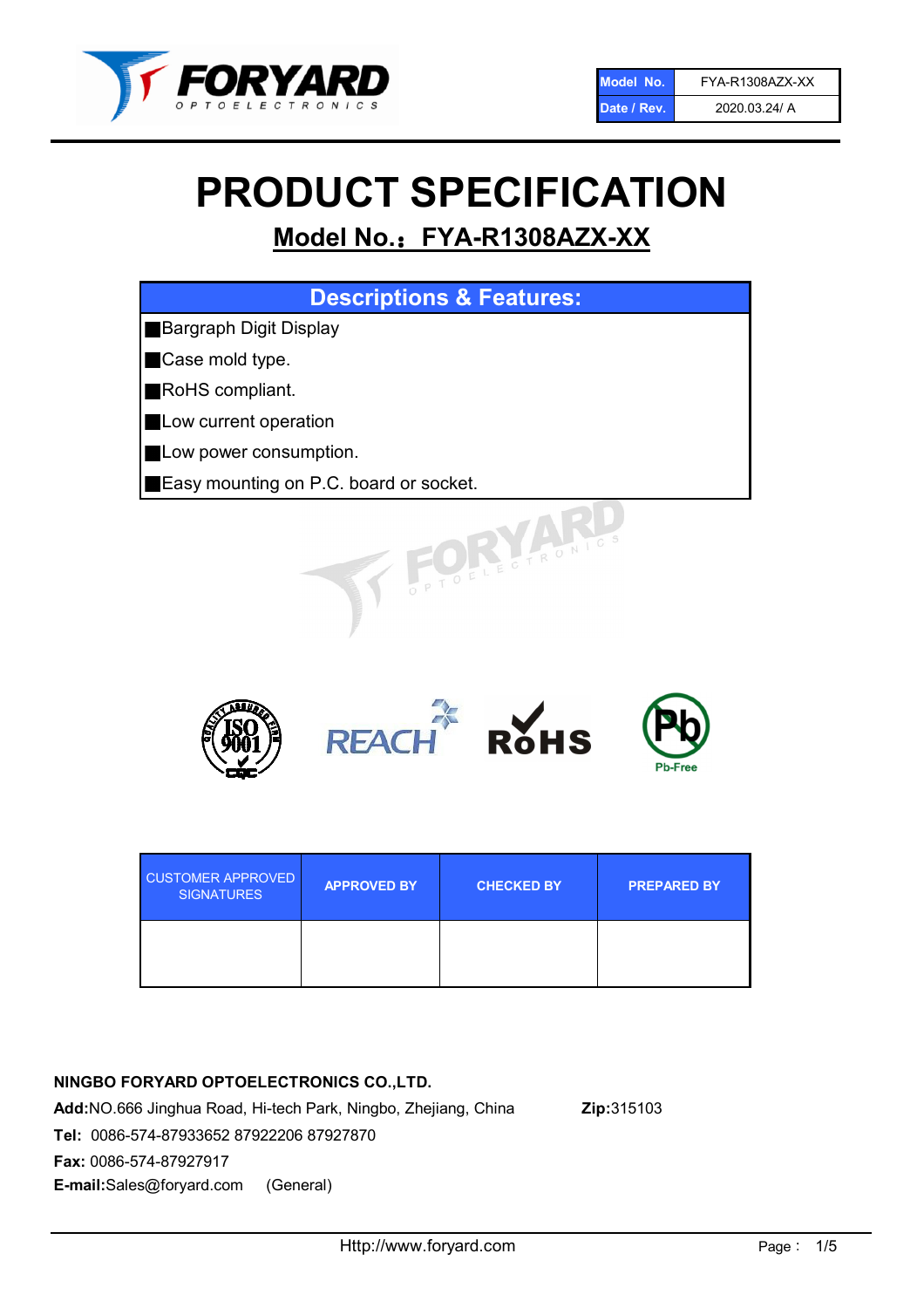| Model No. | FYA-R1308AZX-XX |
|---|---|
| Date / Rev. | 2020.03.24/ A |

# PRODUCT SPECIFICATION

## Model No.：FYA-R1308AZX-XX

| Descriptions & Features: |
|---|
| ■Bargraph Digit Display |
| ■Case mold type. |
| ■RoHS compliant. |
| ■Low current operation |
| ■Low power consumption. |
| ■Easy mounting on P.C. board or socket. |

| CUSTOMER APPROVED SIGNATURES | APPROVED BY | CHECKED BY | PREPARED BY |
|---|---|---|---|
| | | | |

**NINGBO FORYARD OPTOELECTRONICS CO.,LTD.**

**Add:**NO.666 Jinghua Road, Hi-tech Park, Ningbo, Zhejiang, China **Zip:**315103

**Tel:** 0086-574-87933652 87922206 87927870

**Fax:** 0086-574-87927917

**E-mail:**Sales@foryard.com (General)

Http://www.foryard.com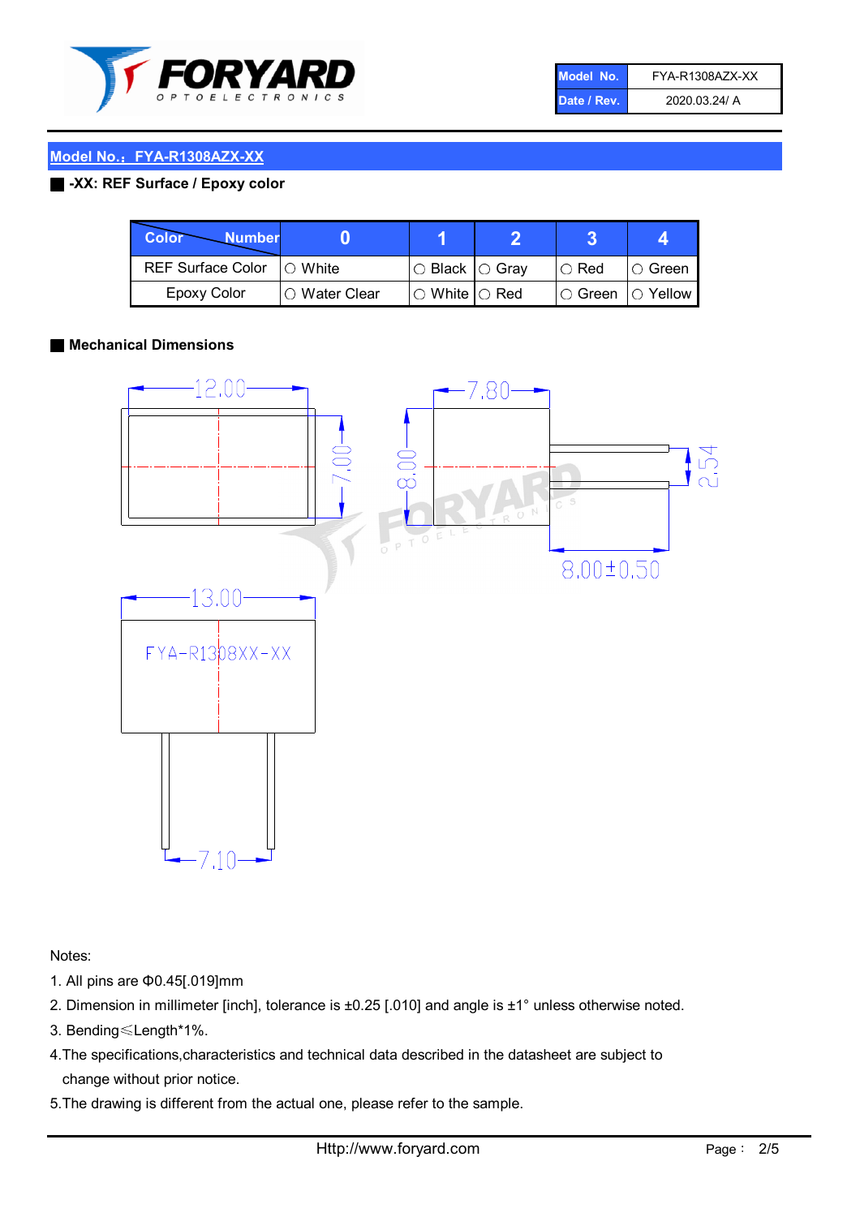| Model No. | FYA-R1308AZX-XX |
|---|---|
| Date / Rev. | 2020.03.24/ A |

## Model No.：FYA-R1308AZX-XX

**-XX: REF Surface / Epoxy color**

| Color \ Number | 0 | 1 | 2 | 3 | 4 |
|---|---|---|---|---|---|
| REF Surface Color | ○ White | ○ Black | ○ Gray | ○ Red | ○ Green |
| Epoxy Color | ○ Water Clear | ○ White | ○ Red | ○ Green | ○ Yellow |

**Mechanical Dimensions**

12.00
7.00
7.80
8.00
2.54
8.00±0.50
13.00
FYA-R1308XX-XX
7.10

Notes:

1. All pins are Φ0.45[.019]mm
2. Dimension in millimeter [inch], tolerance is ±0.25 [.010] and angle is ±1° unless otherwise noted.
3. Bending≤Length*1%.
4. The specifications,characteristics and technical data described in the datasheet are subject to change without prior notice.
5. The drawing is different from the actual one, please refer to the sample.

Http://www.foryard.com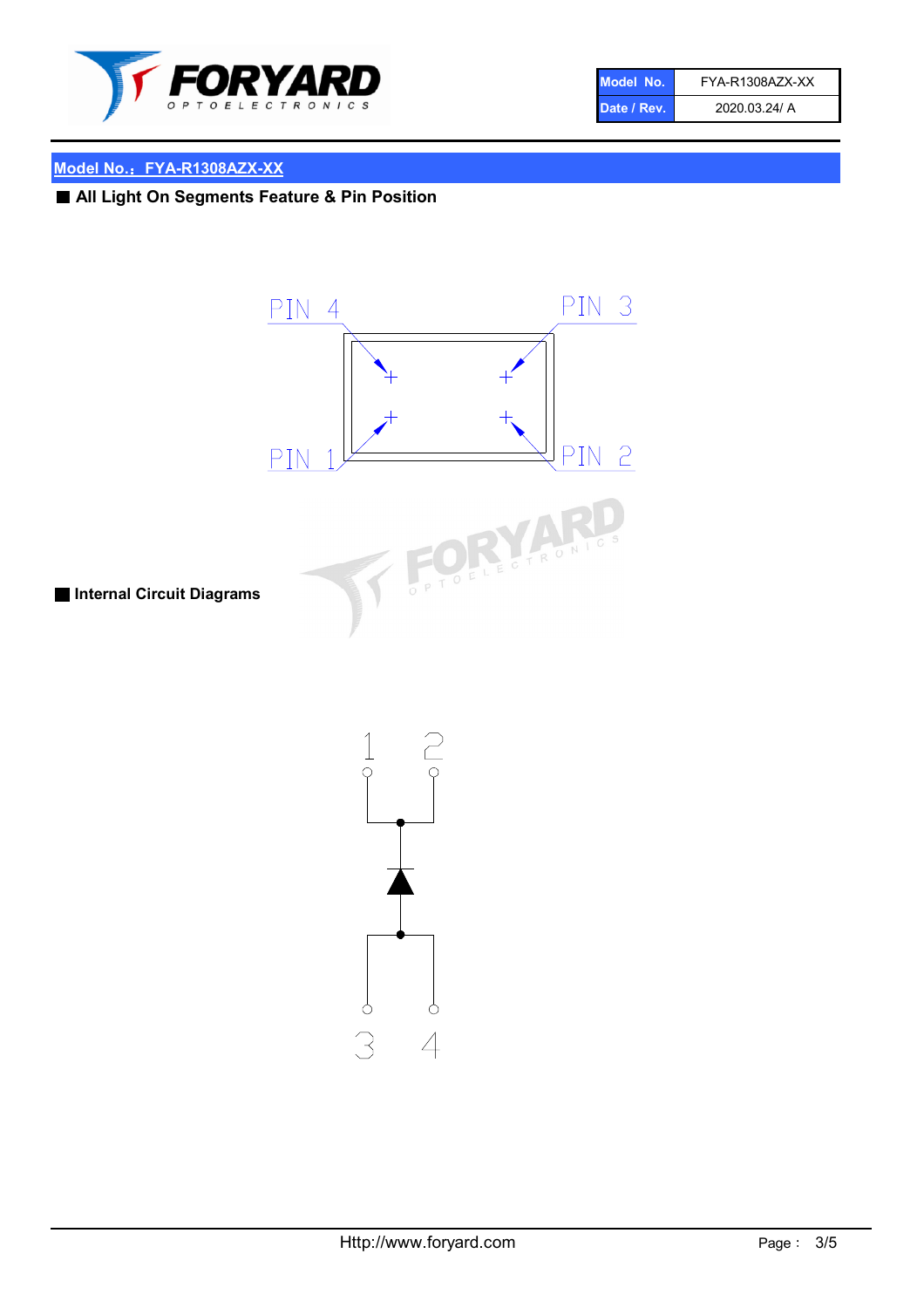| Model No. | FYA-R1308AZX-XX |
| --- | --- |
| Date / Rev. | 2020.03.24/ A |

## Model No.：FYA-R1308AZX-XX

### ■ All Light On Segments Feature & Pin Position

PIN 4 PIN 3

PIN 1 PIN 2

### ■ Internal Circuit Diagrams

1 2

3 4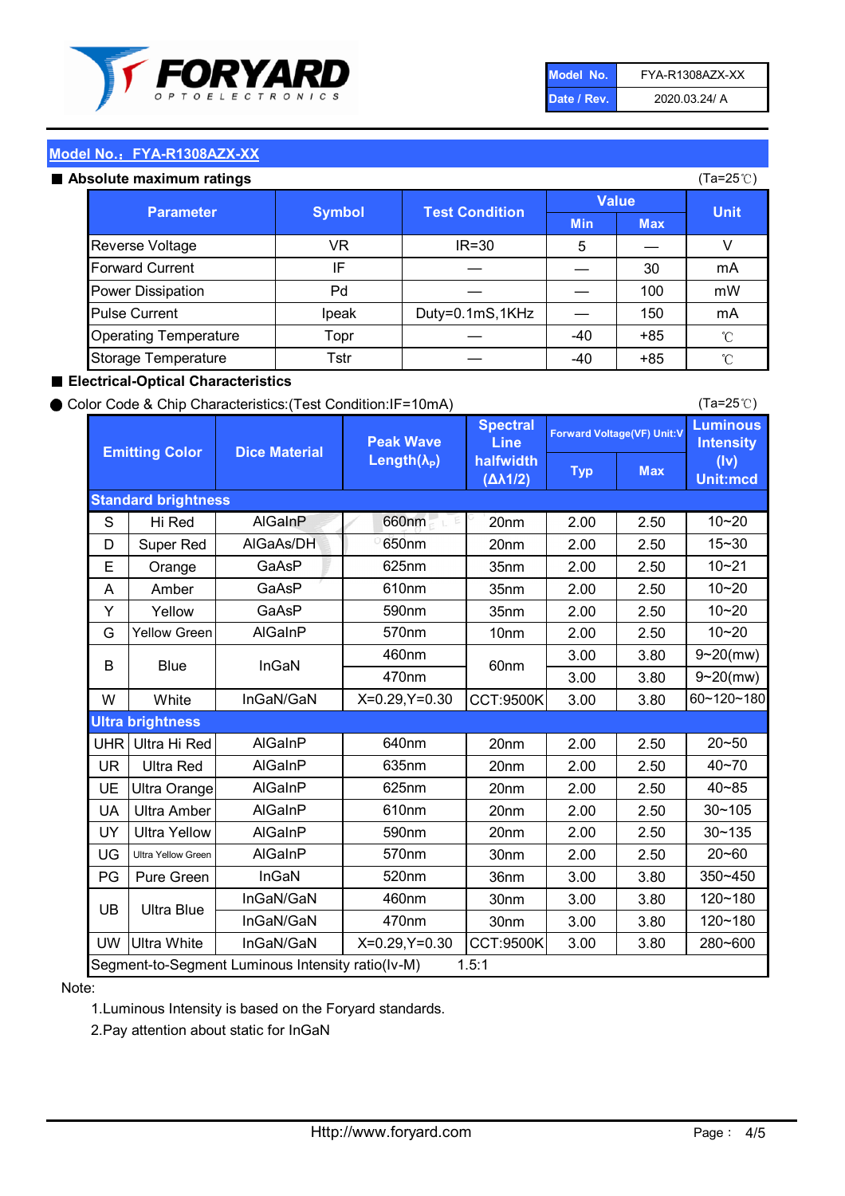| Model No. | FYA-R1308AZX-XX |
|---|---|
| Date / Rev. | 2020.03.24/ A |

## Model No.：FYA-R1308AZX-XX

### ■ Absolute maximum ratings

(Ta=25℃)

| Parameter | Symbol | Test Condition | Value Min | Value Max | Unit |
|---|---|---|---|---|---|
| Reverse Voltage | VR | IR=30 | 5 | — | V |
| Forward Current | IF | — | — | 30 | mA |
| Power Dissipation | Pd | — | — | 100 | mW |
| Pulse Current | Ipeak | Duty=0.1mS,1KHz | — | 150 | mA |
| Operating Temperature | Topr | — | -40 | +85 | ℃ |
| Storage Temperature | Tstr | — | -40 | +85 | ℃ |

### ■ Electrical-Optical Characteristics

● Color Code & Chip Characteristics:(Test Condition:IF=10mA)

(Ta=25℃)

| Emitting Color | | Dice Material | Peak Wave Length($\lambda_P$) | Spectral Line halfwidth ($\Delta\lambda 1/2$) | Forward Voltage(VF) Unit:V Typ | Forward Voltage(VF) Unit:V Max | Luminous Intensity (Iv) Unit:mcd |
|---|---|---|---|---|---|---|---|
| **Standard brightness** | | | | | | | |
| S | Hi Red | AlGaInP | 660nm | 20nm | 2.00 | 2.50 | 10~20 |
| D | Super Red | AlGaAs/DH | 650nm | 20nm | 2.00 | 2.50 | 15~30 |
| E | Orange | GaAsP | 625nm | 35nm | 2.00 | 2.50 | 10~21 |
| A | Amber | GaAsP | 610nm | 35nm | 2.00 | 2.50 | 10~20 |
| Y | Yellow | GaAsP | 590nm | 35nm | 2.00 | 2.50 | 10~20 |
| G | Yellow Green | AlGaInP | 570nm | 10nm | 2.00 | 2.50 | 10~20 |
| B | Blue | InGaN | 460nm | 60nm | 3.00 | 3.80 | 9~20(mw) |
| | | | 470nm | | 3.00 | 3.80 | 9~20(mw) |
| W | White | InGaN/GaN | X=0.29,Y=0.30 | CCT:9500K | 3.00 | 3.80 | 60~120~180 |
| **Ultra brightness** | | | | | | | |
| UHR | Ultra Hi Red | AlGaInP | 640nm | 20nm | 2.00 | 2.50 | 20~50 |
| UR | Ultra Red | AlGaInP | 635nm | 20nm | 2.00 | 2.50 | 40~70 |
| UE | Ultra Orange | AlGaInP | 625nm | 20nm | 2.00 | 2.50 | 40~85 |
| UA | Ultra Amber | AlGaInP | 610nm | 20nm | 2.00 | 2.50 | 30~105 |
| UY | Ultra Yellow | AlGaInP | 590nm | 20nm | 2.00 | 2.50 | 30~135 |
| UG | Ultra Yellow Green | AlGaInP | 570nm | 30nm | 2.00 | 2.50 | 20~60 |
| PG | Pure Green | InGaN | 520nm | 36nm | 3.00 | 3.80 | 350~450 |
| UB | Ultra Blue | InGaN/GaN | 460nm | 30nm | 3.00 | 3.80 | 120~180 |
| | | InGaN/GaN | 470nm | 30nm | 3.00 | 3.80 | 120~180 |
| UW | Ultra White | InGaN/GaN | X=0.29,Y=0.30 | CCT:9500K | 3.00 | 3.80 | 280~600 |
| Segment-to-Segment Luminous Intensity ratio(Iv-M) | | | | 1.5:1 | | | |

Note:

1.Luminous Intensity is based on the Foryard standards.

2.Pay attention about static for InGaN

Http://www.foryard.com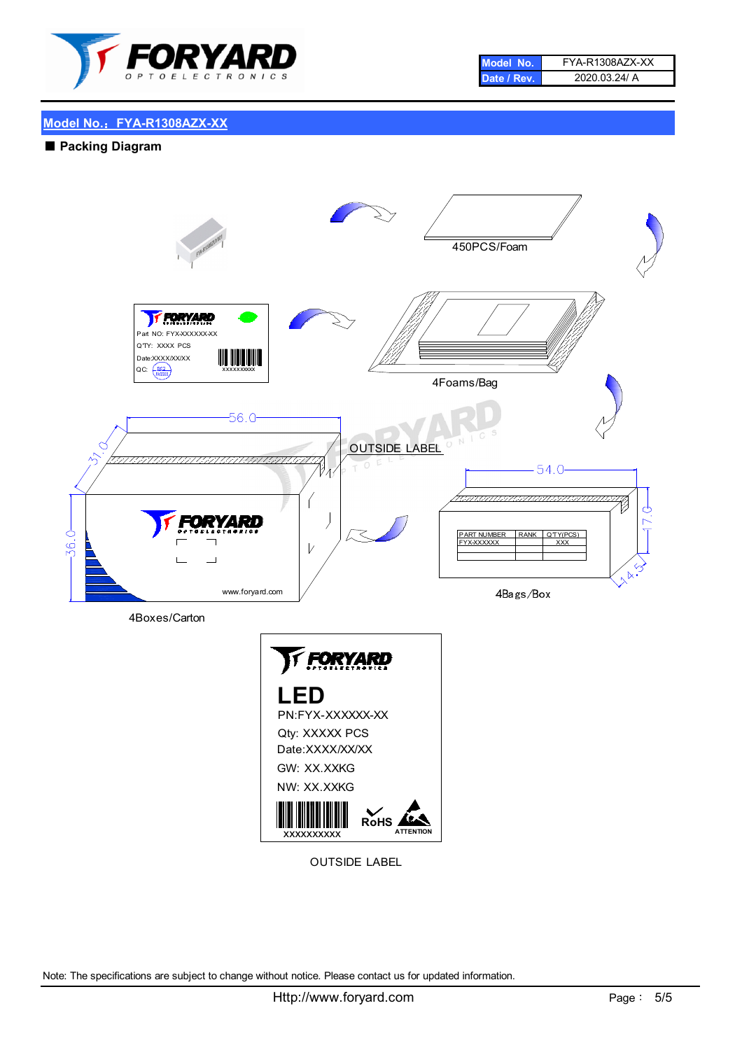| Model No. | FYA-R1308AZX-XX |
| --- | --- |
| Date / Rev. | 2020.03.24/ A |

## Model No.: FYA-R1308AZX-XX

### ■ Packing Diagram

450PCS/Foam

Part NO: FYX-XXXXXXX-XX
Q'TY: XXXX PCS
Date:XXXX/XX/XX
QC:

4Foams/Bag

56.0
31.0
36.0

OUTSIDE LABEL

54.0
17.0
14.5

| PART NUMBER | RANK | Q'TY(PCS) |
| --- | --- | --- |
| FYX-XXXXXX | | XXX |

www.foryard.com

4Boxes/Carton

4Bags/Box

LED
PN:FYX-XXXXXX-XX
Qty: XXXXX PCS
Date:XXXX/XX/XX
GW: XX.XXKG
NW: XX.XXKG
XXXXXXXXXX
RoHS
ATTENTION

OUTSIDE LABEL

Note: The specifications are subject to change without notice. Please contact us for updated information.